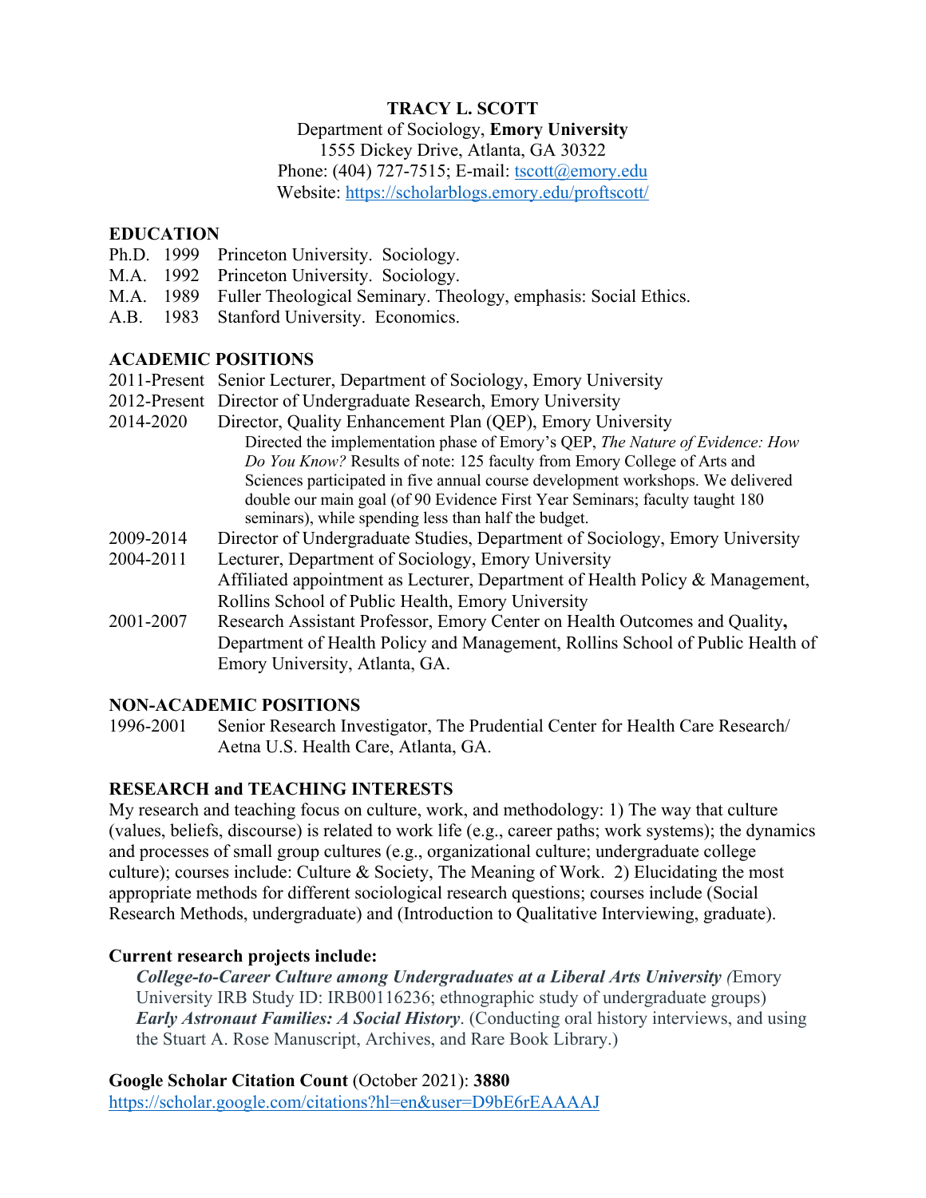# TRACY L. SCOTT

Department of Sociology, **Emory University**
1555 Dickey Drive, Atlanta, GA 30322
Phone: (404) 727-7515; E-mail: tscott@emory.edu
Website: https://scholarblogs.emory.edu/proftscott/

## EDUCATION

Ph.D. 1999 Princeton University. Sociology.
M.A. 1992 Princeton University. Sociology.
M.A. 1989 Fuller Theological Seminary. Theology, emphasis: Social Ethics.
A.B. 1983 Stanford University. Economics.

## ACADEMIC POSITIONS

2011-Present Senior Lecturer, Department of Sociology, Emory University
2012-Present Director of Undergraduate Research, Emory University
2014-2020 Director, Quality Enhancement Plan (QEP), Emory University
Directed the implementation phase of Emory's QEP, *The Nature of Evidence: How Do You Know?* Results of note: 125 faculty from Emory College of Arts and Sciences participated in five annual course development workshops. We delivered double our main goal (of 90 Evidence First Year Seminars; faculty taught 180 seminars), while spending less than half the budget.
2009-2014 Director of Undergraduate Studies, Department of Sociology, Emory University
2004-2011 Lecturer, Department of Sociology, Emory University
Affiliated appointment as Lecturer, Department of Health Policy & Management, Rollins School of Public Health, Emory University
2001-2007 Research Assistant Professor, Emory Center on Health Outcomes and Quality**,** Department of Health Policy and Management, Rollins School of Public Health of Emory University, Atlanta, GA.

## NON-ACADEMIC POSITIONS

1996-2001 Senior Research Investigator, The Prudential Center for Health Care Research/ Aetna U.S. Health Care, Atlanta, GA.

## RESEARCH and TEACHING INTERESTS

My research and teaching focus on culture, work, and methodology: 1) The way that culture (values, beliefs, discourse) is related to work life (e.g., career paths; work systems); the dynamics and processes of small group cultures (e.g., organizational culture; undergraduate college culture); courses include: Culture & Society, The Meaning of Work. 2) Elucidating the most appropriate methods for different sociological research questions; courses include (Social Research Methods, undergraduate) and (Introduction to Qualitative Interviewing, graduate).

### Current research projects include:

***College-to-Career Culture among Undergraduates at a Liberal Arts University*** *(*Emory University IRB Study ID: IRB00116236; ethnographic study of undergraduate groups)
***Early Astronaut Families: A Social History***. (Conducting oral history interviews, and using the Stuart A. Rose Manuscript, Archives, and Rare Book Library.)

**Google Scholar Citation Count** (October 2021): **3880**
https://scholar.google.com/citations?hl=en&user=D9bE6rEAAAAJ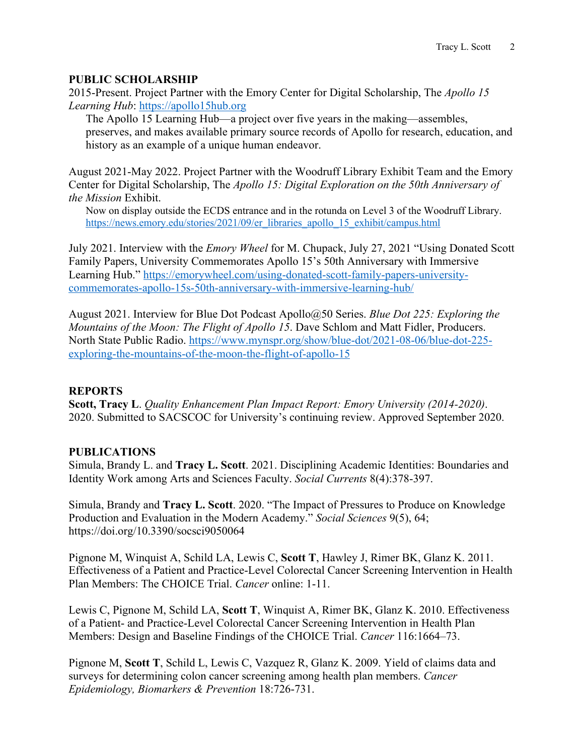## PUBLIC SCHOLARSHIP

2015-Present. Project Partner with the Emory Center for Digital Scholarship, The *Apollo 15 Learning Hub*: https://apollo15hub.org

> The Apollo 15 Learning Hub—a project over five years in the making—assembles, preserves, and makes available primary source records of Apollo for research, education, and history as an example of a unique human endeavor.

August 2021-May 2022. Project Partner with the Woodruff Library Exhibit Team and the Emory Center for Digital Scholarship, The *Apollo 15: Digital Exploration on the 50th Anniversary of the Mission* Exhibit.

> Now on display outside the ECDS entrance and in the rotunda on Level 3 of the Woodruff Library. https://news.emory.edu/stories/2021/09/er_libraries_apollo_15_exhibit/campus.html

July 2021. Interview with the *Emory Wheel* for M. Chupack, July 27, 2021 "Using Donated Scott Family Papers, University Commemorates Apollo 15's 50th Anniversary with Immersive Learning Hub." https://emorywheel.com/using-donated-scott-family-papers-university-commemorates-apollo-15s-50th-anniversary-with-immersive-learning-hub/

August 2021. Interview for Blue Dot Podcast Apollo@50 Series. *Blue Dot 225: Exploring the Mountains of the Moon: The Flight of Apollo 15*. Dave Schlom and Matt Fidler, Producers. North State Public Radio. https://www.mynspr.org/show/blue-dot/2021-08-06/blue-dot-225-exploring-the-mountains-of-the-moon-the-flight-of-apollo-15

## REPORTS

**Scott, Tracy L**. *Quality Enhancement Plan Impact Report: Emory University (2014-2020)*. 2020. Submitted to SACSCOC for University's continuing review. Approved September 2020.

## PUBLICATIONS

Simula, Brandy L. and **Tracy L. Scott**. 2021. Disciplining Academic Identities: Boundaries and Identity Work among Arts and Sciences Faculty. *Social Currents* 8(4):378-397.

Simula, Brandy and **Tracy L. Scott**. 2020. "The Impact of Pressures to Produce on Knowledge Production and Evaluation in the Modern Academy." *Social Sciences* 9(5), 64; https://doi.org/10.3390/socsci9050064

Pignone M, Winquist A, Schild LA, Lewis C, **Scott T**, Hawley J, Rimer BK, Glanz K. 2011. Effectiveness of a Patient and Practice-Level Colorectal Cancer Screening Intervention in Health Plan Members: The CHOICE Trial. *Cancer* online: 1-11.

Lewis C, Pignone M, Schild LA, **Scott T**, Winquist A, Rimer BK, Glanz K. 2010. Effectiveness of a Patient- and Practice-Level Colorectal Cancer Screening Intervention in Health Plan Members: Design and Baseline Findings of the CHOICE Trial. *Cancer* 116:1664–73.

Pignone M, **Scott T**, Schild L, Lewis C, Vazquez R, Glanz K. 2009. Yield of claims data and surveys for determining colon cancer screening among health plan members. *Cancer Epidemiology, Biomarkers & Prevention* 18:726-731.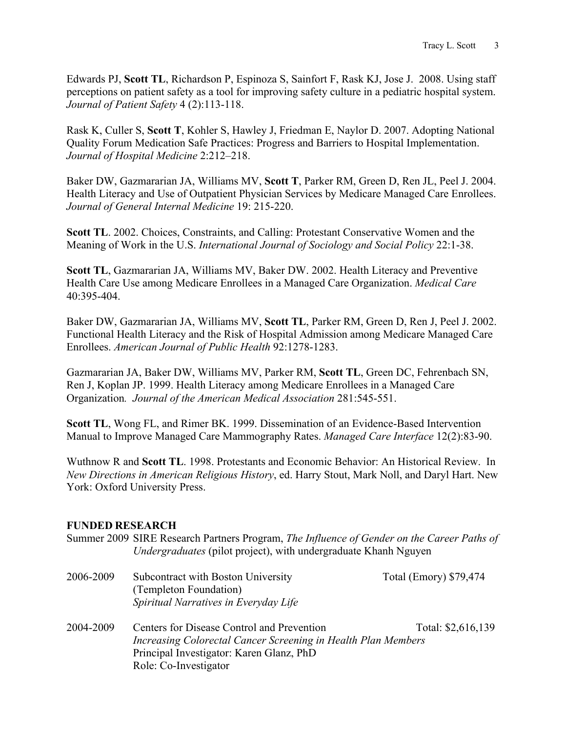Edwards PJ, **Scott TL**, Richardson P, Espinoza S, Sainfort F, Rask KJ, Jose J. 2008. Using staff perceptions on patient safety as a tool for improving safety culture in a pediatric hospital system. *Journal of Patient Safety* 4 (2):113-118.

Rask K, Culler S, **Scott T**, Kohler S, Hawley J, Friedman E, Naylor D. 2007. Adopting National Quality Forum Medication Safe Practices: Progress and Barriers to Hospital Implementation. *Journal of Hospital Medicine* 2:212–218.

Baker DW, Gazmararian JA, Williams MV, **Scott T**, Parker RM, Green D, Ren JL, Peel J. 2004. Health Literacy and Use of Outpatient Physician Services by Medicare Managed Care Enrollees. *Journal of General Internal Medicine* 19: 215-220.

**Scott TL**. 2002. Choices, Constraints, and Calling: Protestant Conservative Women and the Meaning of Work in the U.S. *International Journal of Sociology and Social Policy* 22:1-38.

**Scott TL**, Gazmararian JA, Williams MV, Baker DW. 2002. Health Literacy and Preventive Health Care Use among Medicare Enrollees in a Managed Care Organization. *Medical Care* 40:395-404.

Baker DW, Gazmararian JA, Williams MV, **Scott TL**, Parker RM, Green D, Ren J, Peel J. 2002. Functional Health Literacy and the Risk of Hospital Admission among Medicare Managed Care Enrollees. *American Journal of Public Health* 92:1278-1283.

Gazmararian JA, Baker DW, Williams MV, Parker RM, **Scott TL**, Green DC, Fehrenbach SN, Ren J, Koplan JP. 1999. Health Literacy among Medicare Enrollees in a Managed Care Organization. *Journal of the American Medical Association* 281:545-551.

**Scott TL**, Wong FL, and Rimer BK. 1999. Dissemination of an Evidence-Based Intervention Manual to Improve Managed Care Mammography Rates. *Managed Care Interface* 12(2):83-90.

Wuthnow R and **Scott TL**. 1998. Protestants and Economic Behavior: An Historical Review. In *New Directions in American Religious History*, ed. Harry Stout, Mark Noll, and Daryl Hart. New York: Oxford University Press.

## FUNDED RESEARCH

Summer 2009 SIRE Research Partners Program, *The Influence of Gender on the Career Paths of Undergraduates* (pilot project), with undergraduate Khanh Nguyen

2006-2009 Subcontract with Boston University (Templeton Foundation) — Total (Emory) $79,474
*Spiritual Narratives in Everyday Life*

2004-2009 Centers for Disease Control and Prevention — Total: $2,616,139
*Increasing Colorectal Cancer Screening in Health Plan Members*
Principal Investigator: Karen Glanz, PhD
Role: Co-Investigator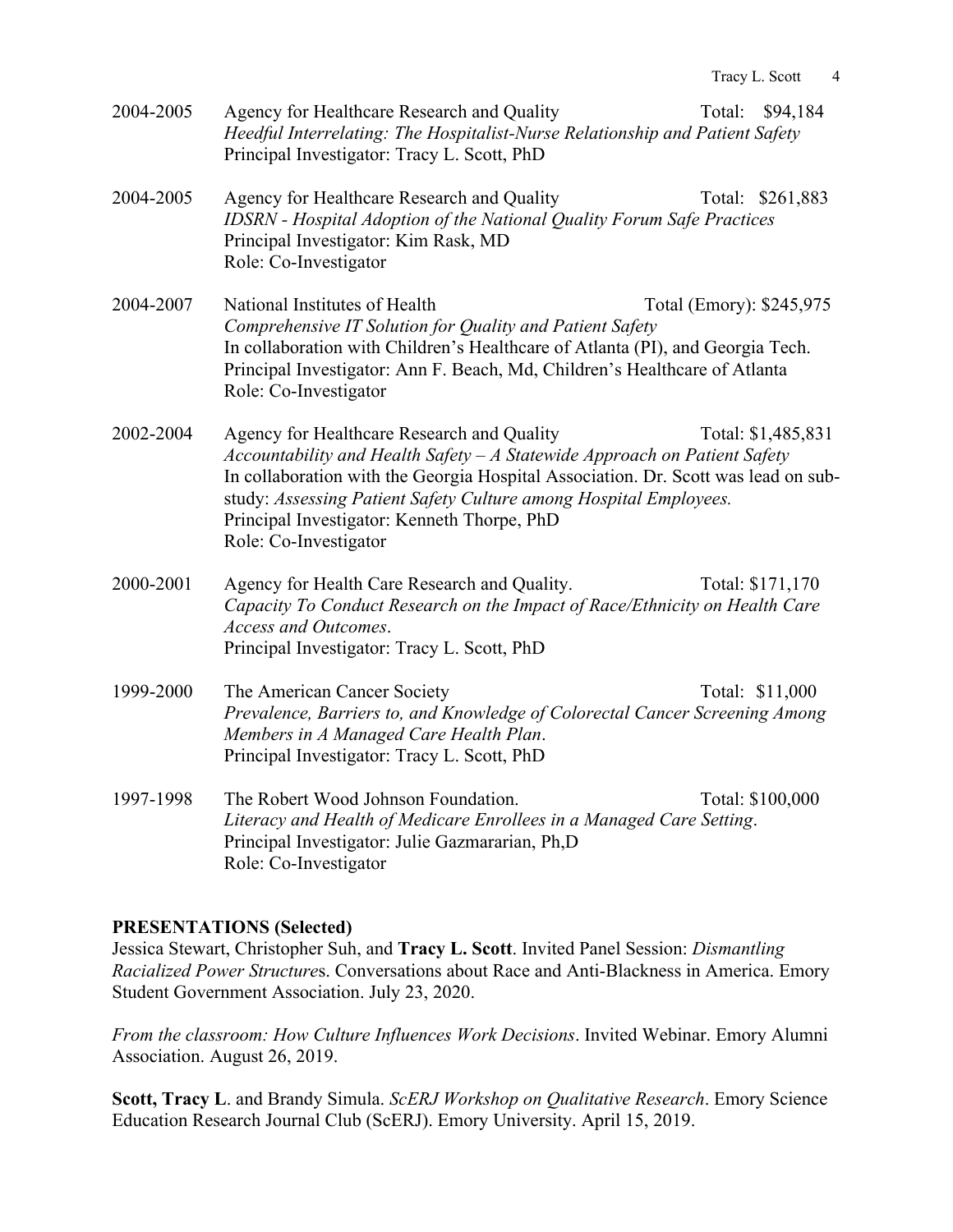2004-2005 Agency for Healthcare Research and Quality Total: $94,184
*Heedful Interrelating: The Hospitalist-Nurse Relationship and Patient Safety*
Principal Investigator: Tracy L. Scott, PhD

2004-2005 Agency for Healthcare Research and Quality Total: $261,883
*IDSRN - Hospital Adoption of the National Quality Forum Safe Practices*
Principal Investigator: Kim Rask, MD
Role: Co-Investigator

2004-2007 National Institutes of Health Total (Emory): $245,975
*Comprehensive IT Solution for Quality and Patient Safety*
In collaboration with Children's Healthcare of Atlanta (PI), and Georgia Tech.
Principal Investigator: Ann F. Beach, Md, Children's Healthcare of Atlanta
Role: Co-Investigator

2002-2004 Agency for Healthcare Research and Quality Total: $1,485,831
*Accountability and Health Safety – A Statewide Approach on Patient Safety*
In collaboration with the Georgia Hospital Association. Dr. Scott was lead on sub-study: *Assessing Patient Safety Culture among Hospital Employees.*
Principal Investigator: Kenneth Thorpe, PhD
Role: Co-Investigator

2000-2001 Agency for Health Care Research and Quality. Total: $171,170
*Capacity To Conduct Research on the Impact of Race/Ethnicity on Health Care Access and Outcomes*.
Principal Investigator: Tracy L. Scott, PhD

1999-2000 The American Cancer Society Total: $11,000
*Prevalence, Barriers to, and Knowledge of Colorectal Cancer Screening Among Members in A Managed Care Health Plan*.
Principal Investigator: Tracy L. Scott, PhD

1997-1998 The Robert Wood Johnson Foundation. Total: $100,000
*Literacy and Health of Medicare Enrollees in a Managed Care Setting*.
Principal Investigator: Julie Gazmararian, Ph,D
Role: Co-Investigator

**PRESENTATIONS (Selected)**

Jessica Stewart, Christopher Suh, and **Tracy L. Scott**. Invited Panel Session: *Dismantling Racialized Power Structure*s. Conversations about Race and Anti-Blackness in America. Emory Student Government Association. July 23, 2020.

*From the classroom: How Culture Influences Work Decisions*. Invited Webinar. Emory Alumni Association. August 26, 2019.

**Scott, Tracy L**. and Brandy Simula. *ScERJ Workshop on Qualitative Research*. Emory Science Education Research Journal Club (ScERJ). Emory University. April 15, 2019.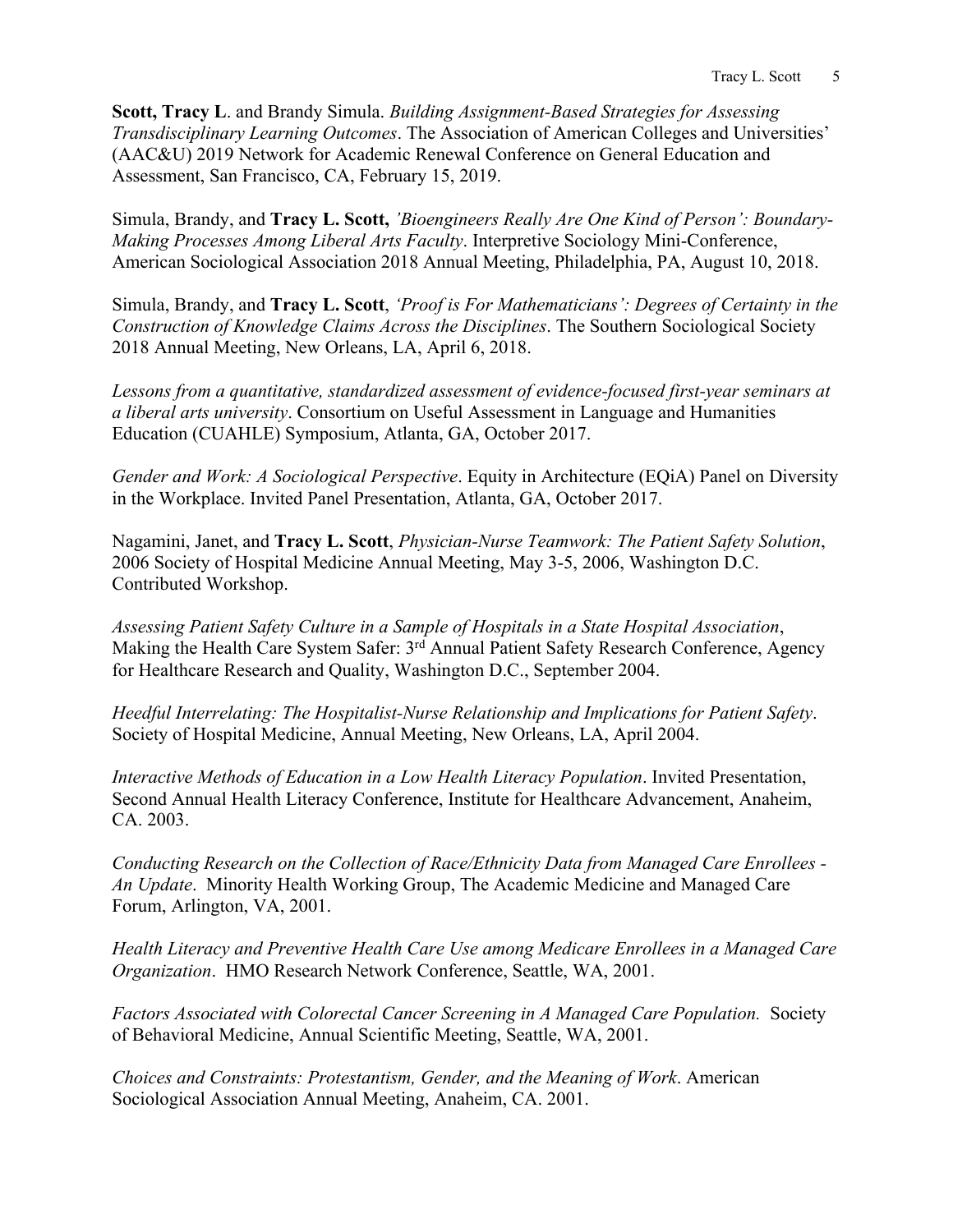**Scott, Tracy L**. and Brandy Simula. *Building Assignment-Based Strategies for Assessing Transdisciplinary Learning Outcomes*. The Association of American Colleges and Universities' (AAC&U) 2019 Network for Academic Renewal Conference on General Education and Assessment, San Francisco, CA, February 15, 2019.

Simula, Brandy, and **Tracy L. Scott,** *'Bioengineers Really Are One Kind of Person': Boundary-Making Processes Among Liberal Arts Faculty*. Interpretive Sociology Mini-Conference, American Sociological Association 2018 Annual Meeting, Philadelphia, PA, August 10, 2018.

Simula, Brandy, and **Tracy L. Scott**, *'Proof is For Mathematicians': Degrees of Certainty in the Construction of Knowledge Claims Across the Disciplines*. The Southern Sociological Society 2018 Annual Meeting, New Orleans, LA, April 6, 2018.

*Lessons from a quantitative, standardized assessment of evidence-focused first-year seminars at a liberal arts university*. Consortium on Useful Assessment in Language and Humanities Education (CUAHLE) Symposium, Atlanta, GA, October 2017.

*Gender and Work: A Sociological Perspective*. Equity in Architecture (EQiA) Panel on Diversity in the Workplace. Invited Panel Presentation, Atlanta, GA, October 2017.

Nagamini, Janet, and **Tracy L. Scott**, *Physician-Nurse Teamwork: The Patient Safety Solution*, 2006 Society of Hospital Medicine Annual Meeting, May 3-5, 2006, Washington D.C. Contributed Workshop.

*Assessing Patient Safety Culture in a Sample of Hospitals in a State Hospital Association*, Making the Health Care System Safer: 3rd Annual Patient Safety Research Conference, Agency for Healthcare Research and Quality, Washington D.C., September 2004.

*Heedful Interrelating: The Hospitalist-Nurse Relationship and Implications for Patient Safety*. Society of Hospital Medicine, Annual Meeting, New Orleans, LA, April 2004.

*Interactive Methods of Education in a Low Health Literacy Population*. Invited Presentation, Second Annual Health Literacy Conference, Institute for Healthcare Advancement, Anaheim, CA. 2003.

*Conducting Research on the Collection of Race/Ethnicity Data from Managed Care Enrollees - An Update*. Minority Health Working Group, The Academic Medicine and Managed Care Forum, Arlington, VA, 2001.

*Health Literacy and Preventive Health Care Use among Medicare Enrollees in a Managed Care Organization*. HMO Research Network Conference, Seattle, WA, 2001.

*Factors Associated with Colorectal Cancer Screening in A Managed Care Population.* Society of Behavioral Medicine, Annual Scientific Meeting, Seattle, WA, 2001.

*Choices and Constraints: Protestantism, Gender, and the Meaning of Work*. American Sociological Association Annual Meeting, Anaheim, CA. 2001.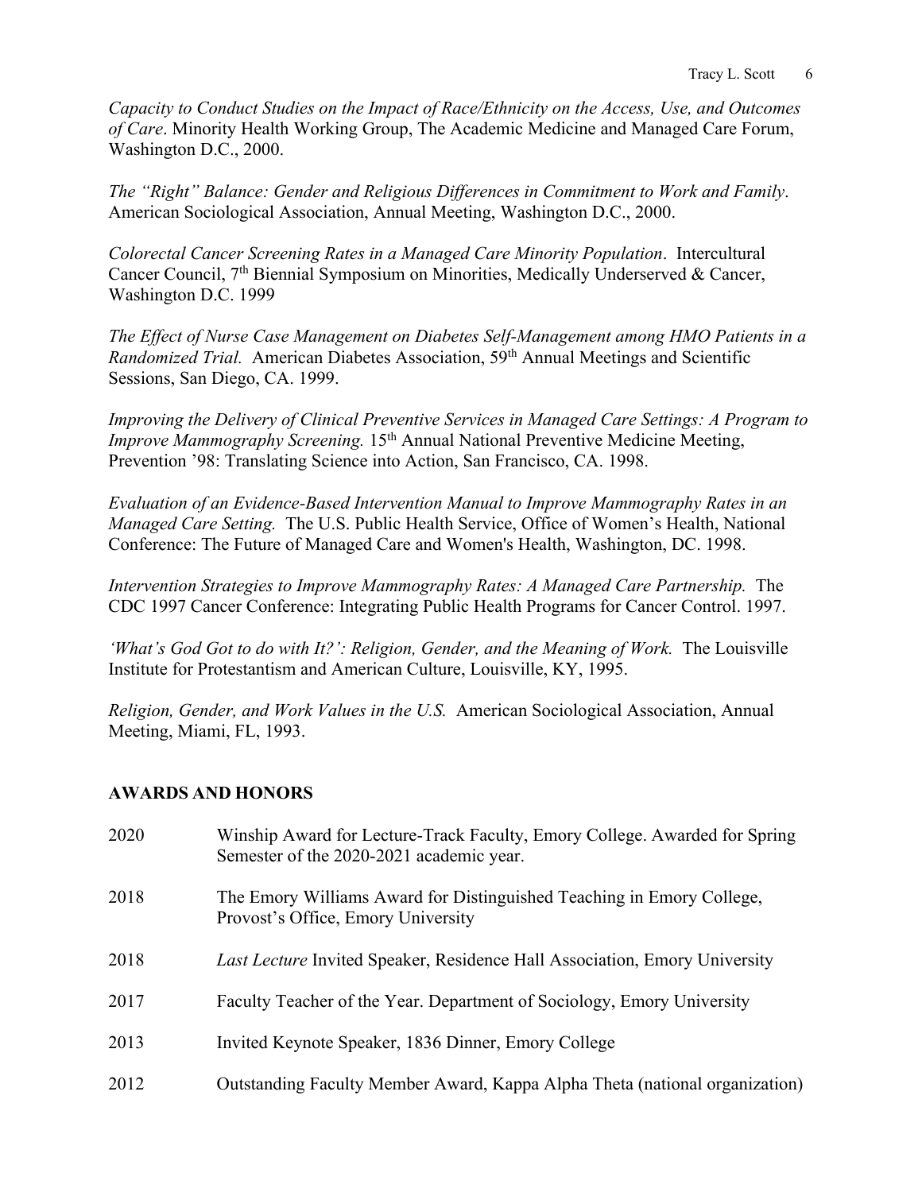*Capacity to Conduct Studies on the Impact of Race/Ethnicity on the Access, Use, and Outcomes of Care*. Minority Health Working Group, The Academic Medicine and Managed Care Forum, Washington D.C., 2000.

*The "Right" Balance: Gender and Religious Differences in Commitment to Work and Family*. American Sociological Association, Annual Meeting, Washington D.C., 2000.

*Colorectal Cancer Screening Rates in a Managed Care Minority Population*. Intercultural Cancer Council, 7th Biennial Symposium on Minorities, Medically Underserved & Cancer, Washington D.C. 1999

*The Effect of Nurse Case Management on Diabetes Self-Management among HMO Patients in a Randomized Trial.* American Diabetes Association, 59th Annual Meetings and Scientific Sessions, San Diego, CA. 1999.

*Improving the Delivery of Clinical Preventive Services in Managed Care Settings: A Program to Improve Mammography Screening.* 15th Annual National Preventive Medicine Meeting, Prevention '98: Translating Science into Action, San Francisco, CA. 1998.

*Evaluation of an Evidence-Based Intervention Manual to Improve Mammography Rates in an Managed Care Setting.* The U.S. Public Health Service, Office of Women's Health, National Conference: The Future of Managed Care and Women's Health, Washington, DC. 1998.

*Intervention Strategies to Improve Mammography Rates: A Managed Care Partnership.* The CDC 1997 Cancer Conference: Integrating Public Health Programs for Cancer Control. 1997.

*'What's God Got to do with It?': Religion, Gender, and the Meaning of Work.* The Louisville Institute for Protestantism and American Culture, Louisville, KY, 1995.

*Religion, Gender, and Work Values in the U.S.* American Sociological Association, Annual Meeting, Miami, FL, 1993.

## AWARDS AND HONORS

| | |
|---|---|
| 2020 | Winship Award for Lecture-Track Faculty, Emory College. Awarded for Spring Semester of the 2020-2021 academic year. |
| 2018 | The Emory Williams Award for Distinguished Teaching in Emory College, Provost's Office, Emory University |
| 2018 | *Last Lecture* Invited Speaker, Residence Hall Association, Emory University |
| 2017 | Faculty Teacher of the Year. Department of Sociology, Emory University |
| 2013 | Invited Keynote Speaker, 1836 Dinner, Emory College |
| 2012 | Outstanding Faculty Member Award, Kappa Alpha Theta (national organization) |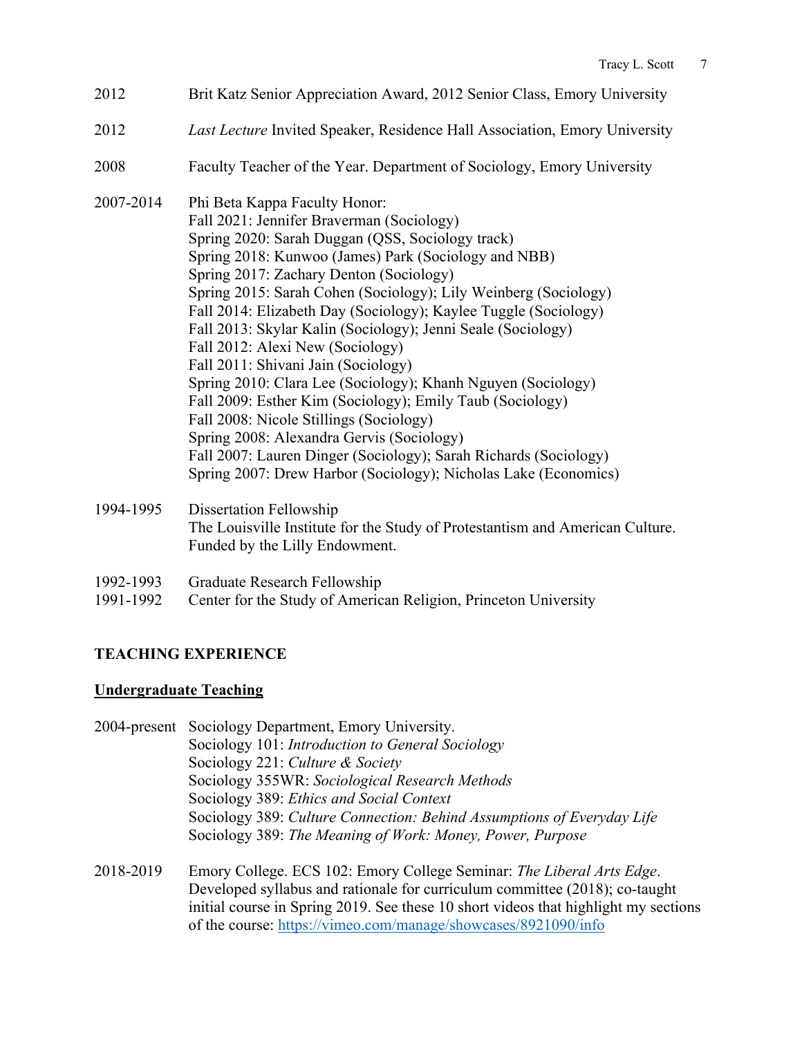2012 Brit Katz Senior Appreciation Award, 2012 Senior Class, Emory University

2012 *Last Lecture* Invited Speaker, Residence Hall Association, Emory University

2008 Faculty Teacher of the Year. Department of Sociology, Emory University

2007-2014 Phi Beta Kappa Faculty Honor:
Fall 2021: Jennifer Braverman (Sociology)
Spring 2020: Sarah Duggan (QSS, Sociology track)
Spring 2018: Kunwoo (James) Park (Sociology and NBB)
Spring 2017: Zachary Denton (Sociology)
Spring 2015: Sarah Cohen (Sociology); Lily Weinberg (Sociology)
Fall 2014: Elizabeth Day (Sociology); Kaylee Tuggle (Sociology)
Fall 2013: Skylar Kalin (Sociology); Jenni Seale (Sociology)
Fall 2012: Alexi New (Sociology)
Fall 2011: Shivani Jain (Sociology)
Spring 2010: Clara Lee (Sociology); Khanh Nguyen (Sociology)
Fall 2009: Esther Kim (Sociology); Emily Taub (Sociology)
Fall 2008: Nicole Stillings (Sociology)
Spring 2008: Alexandra Gervis (Sociology)
Fall 2007: Lauren Dinger (Sociology); Sarah Richards (Sociology)
Spring 2007: Drew Harbor (Sociology); Nicholas Lake (Economics)

1994-1995 Dissertation Fellowship
The Louisville Institute for the Study of Protestantism and American Culture. Funded by the Lilly Endowment.

1992-1993 Graduate Research Fellowship
1991-1992 Center for the Study of American Religion, Princeton University

## TEACHING EXPERIENCE

### Undergraduate Teaching

2004-present Sociology Department, Emory University.
Sociology 101: *Introduction to General Sociology*
Sociology 221: *Culture & Society*
Sociology 355WR: *Sociological Research Methods*
Sociology 389: *Ethics and Social Context*
Sociology 389: *Culture Connection: Behind Assumptions of Everyday Life*
Sociology 389: *The Meaning of Work: Money, Power, Purpose*

2018-2019 Emory College. ECS 102: Emory College Seminar: *The Liberal Arts Edge*. Developed syllabus and rationale for curriculum committee (2018); co-taught initial course in Spring 2019. See these 10 short videos that highlight my sections of the course: https://vimeo.com/manage/showcases/8921090/info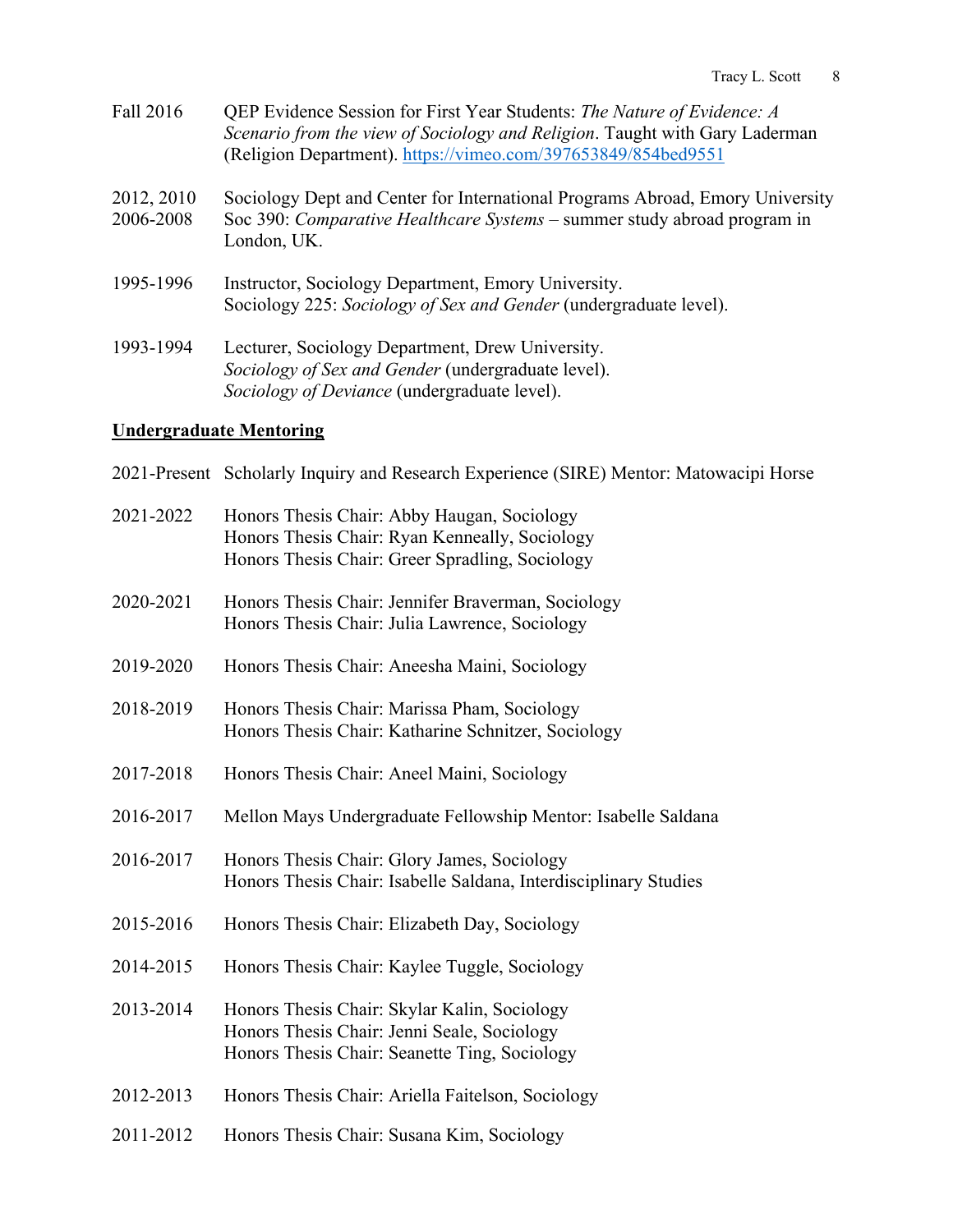Fall 2016 QEP Evidence Session for First Year Students: *The Nature of Evidence: A Scenario from the view of Sociology and Religion*. Taught with Gary Laderman (Religion Department). https://vimeo.com/397653849/854bed9551

2012, 2010
2006-2008 Sociology Dept and Center for International Programs Abroad, Emory University
Soc 390: *Comparative Healthcare Systems* – summer study abroad program in London, UK.

1995-1996 Instructor, Sociology Department, Emory University.
Sociology 225: *Sociology of Sex and Gender* (undergraduate level).

1993-1994 Lecturer, Sociology Department, Drew University.
*Sociology of Sex and Gender* (undergraduate level).
*Sociology of Deviance* (undergraduate level).

**Undergraduate Mentoring**

2021-Present Scholarly Inquiry and Research Experience (SIRE) Mentor: Matowacipi Horse

2021-2022 Honors Thesis Chair: Abby Haugan, Sociology
Honors Thesis Chair: Ryan Kenneally, Sociology
Honors Thesis Chair: Greer Spradling, Sociology

2020-2021 Honors Thesis Chair: Jennifer Braverman, Sociology
Honors Thesis Chair: Julia Lawrence, Sociology

2019-2020 Honors Thesis Chair: Aneesha Maini, Sociology

2018-2019 Honors Thesis Chair: Marissa Pham, Sociology
Honors Thesis Chair: Katharine Schnitzer, Sociology

2017-2018 Honors Thesis Chair: Aneel Maini, Sociology

2016-2017 Mellon Mays Undergraduate Fellowship Mentor: Isabelle Saldana

2016-2017 Honors Thesis Chair: Glory James, Sociology
Honors Thesis Chair: Isabelle Saldana, Interdisciplinary Studies

2015-2016 Honors Thesis Chair: Elizabeth Day, Sociology

2014-2015 Honors Thesis Chair: Kaylee Tuggle, Sociology

2013-2014 Honors Thesis Chair: Skylar Kalin, Sociology
Honors Thesis Chair: Jenni Seale, Sociology
Honors Thesis Chair: Seanette Ting, Sociology

2012-2013 Honors Thesis Chair: Ariella Faitelson, Sociology

2011-2012 Honors Thesis Chair: Susana Kim, Sociology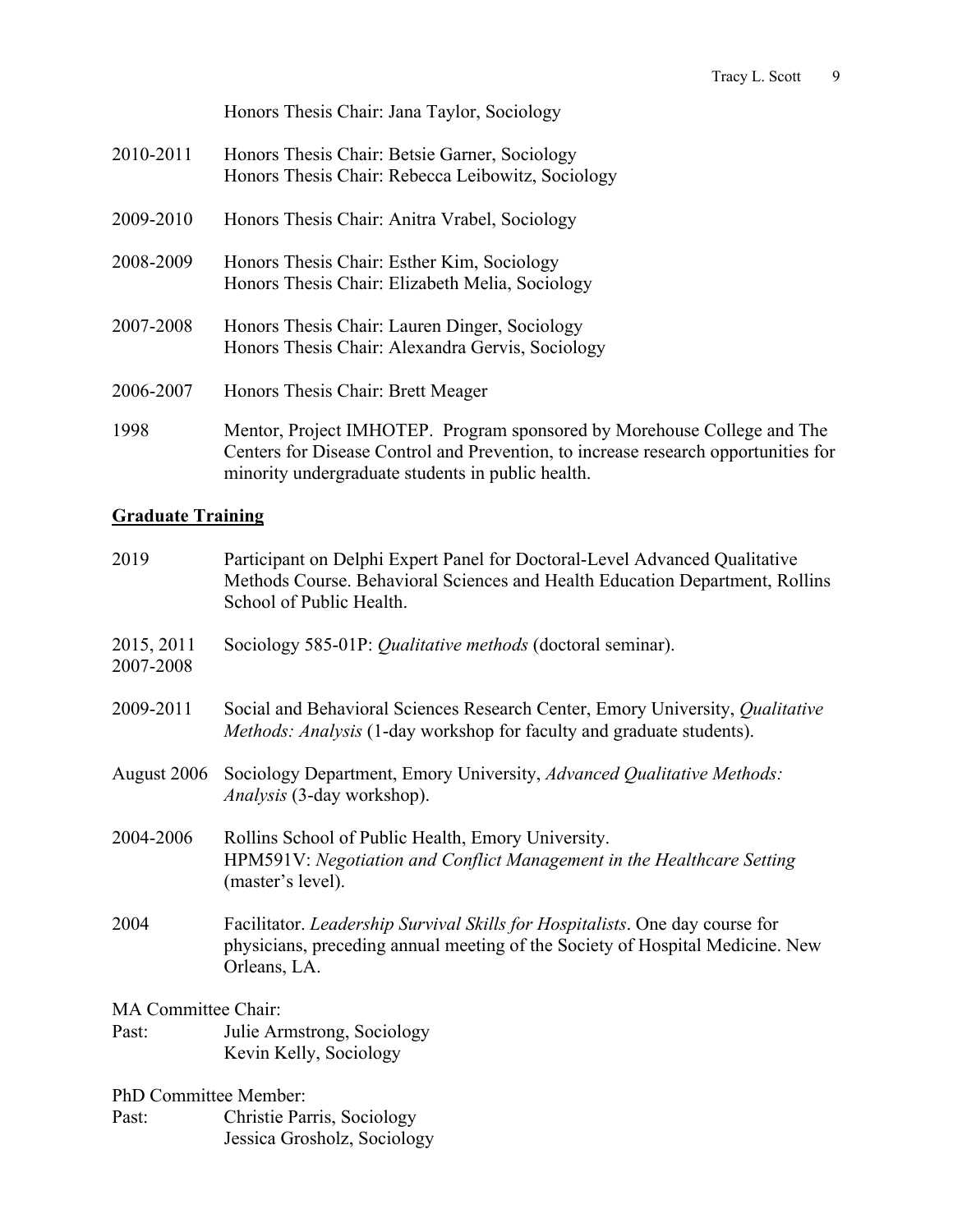Honors Thesis Chair: Jana Taylor, Sociology

2010-2011 Honors Thesis Chair: Betsie Garner, Sociology
Honors Thesis Chair: Rebecca Leibowitz, Sociology

2009-2010 Honors Thesis Chair: Anitra Vrabel, Sociology

2008-2009 Honors Thesis Chair: Esther Kim, Sociology
Honors Thesis Chair: Elizabeth Melia, Sociology

2007-2008 Honors Thesis Chair: Lauren Dinger, Sociology
Honors Thesis Chair: Alexandra Gervis, Sociology

2006-2007 Honors Thesis Chair: Brett Meager

1998 Mentor, Project IMHOTEP. Program sponsored by Morehouse College and The Centers for Disease Control and Prevention, to increase research opportunities for minority undergraduate students in public health.

## Graduate Training

2019 Participant on Delphi Expert Panel for Doctoral-Level Advanced Qualitative Methods Course. Behavioral Sciences and Health Education Department, Rollins School of Public Health.

2015, 2011
2007-2008 Sociology 585-01P: *Qualitative methods* (doctoral seminar).

2009-2011 Social and Behavioral Sciences Research Center, Emory University, *Qualitative Methods: Analysis* (1-day workshop for faculty and graduate students).

August 2006 Sociology Department, Emory University, *Advanced Qualitative Methods: Analysis* (3-day workshop).

2004-2006 Rollins School of Public Health, Emory University.
HPM591V: *Negotiation and Conflict Management in the Healthcare Setting* (master's level).

2004 Facilitator. *Leadership Survival Skills for Hospitalists*. One day course for physicians, preceding annual meeting of the Society of Hospital Medicine. New Orleans, LA.

MA Committee Chair:
Past: Julie Armstrong, Sociology
Kevin Kelly, Sociology

PhD Committee Member:
Past: Christie Parris, Sociology
Jessica Grosholz, Sociology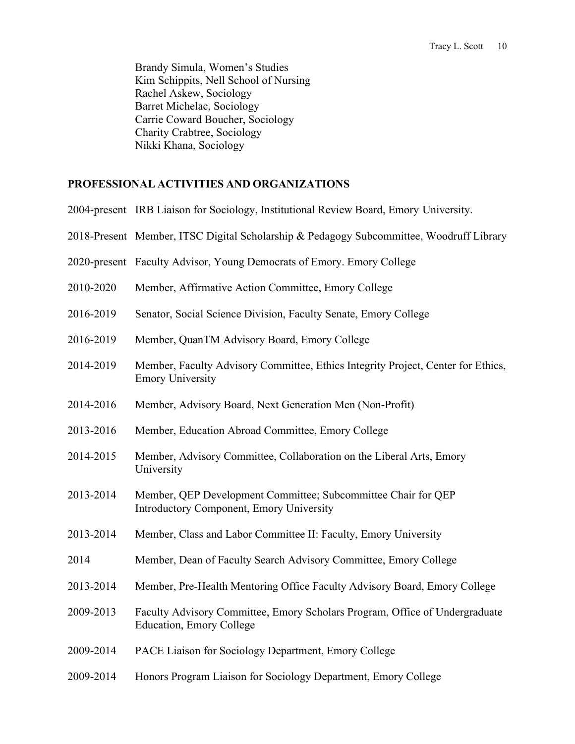Brandy Simula, Women's Studies
Kim Schippits, Nell School of Nursing
Rachel Askew, Sociology
Barret Michelac, Sociology
Carrie Coward Boucher, Sociology
Charity Crabtree, Sociology
Nikki Khana, Sociology

## PROFESSIONAL ACTIVITIES AND ORGANIZATIONS

2004-present IRB Liaison for Sociology, Institutional Review Board, Emory University.

2018-Present Member, ITSC Digital Scholarship & Pedagogy Subcommittee, Woodruff Library

2020-present Faculty Advisor, Young Democrats of Emory. Emory College

2010-2020 Member, Affirmative Action Committee, Emory College

2016-2019 Senator, Social Science Division, Faculty Senate, Emory College

2016-2019 Member, QuanTM Advisory Board, Emory College

2014-2019 Member, Faculty Advisory Committee, Ethics Integrity Project, Center for Ethics, Emory University

2014-2016 Member, Advisory Board, Next Generation Men (Non-Profit)

2013-2016 Member, Education Abroad Committee, Emory College

2014-2015 Member, Advisory Committee, Collaboration on the Liberal Arts, Emory University

2013-2014 Member, QEP Development Committee; Subcommittee Chair for QEP Introductory Component, Emory University

2013-2014 Member, Class and Labor Committee II: Faculty, Emory University

2014 Member, Dean of Faculty Search Advisory Committee, Emory College

2013-2014 Member, Pre-Health Mentoring Office Faculty Advisory Board, Emory College

2009-2013 Faculty Advisory Committee, Emory Scholars Program, Office of Undergraduate Education, Emory College

2009-2014 PACE Liaison for Sociology Department, Emory College

2009-2014 Honors Program Liaison for Sociology Department, Emory College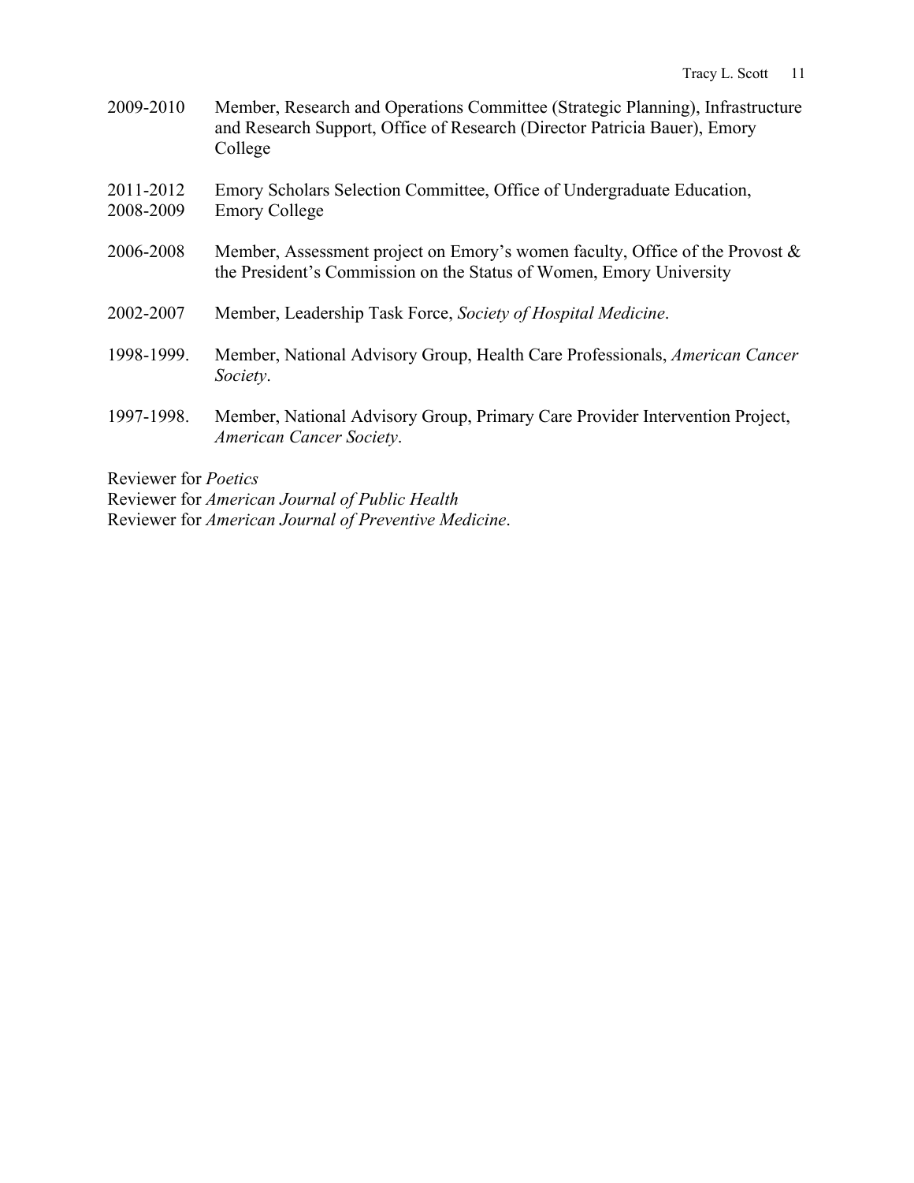2009-2010 Member, Research and Operations Committee (Strategic Planning), Infrastructure and Research Support, Office of Research (Director Patricia Bauer), Emory College

2011-2012
2008-2009 Emory Scholars Selection Committee, Office of Undergraduate Education, Emory College

2006-2008 Member, Assessment project on Emory's women faculty, Office of the Provost & the President's Commission on the Status of Women, Emory University

2002-2007 Member, Leadership Task Force, *Society of Hospital Medicine*.

1998-1999. Member, National Advisory Group, Health Care Professionals, *American Cancer Society*.

1997-1998. Member, National Advisory Group, Primary Care Provider Intervention Project, *American Cancer Society*.

Reviewer for *Poetics*
Reviewer for *American Journal of Public Health*
Reviewer for *American Journal of Preventive Medicine*.